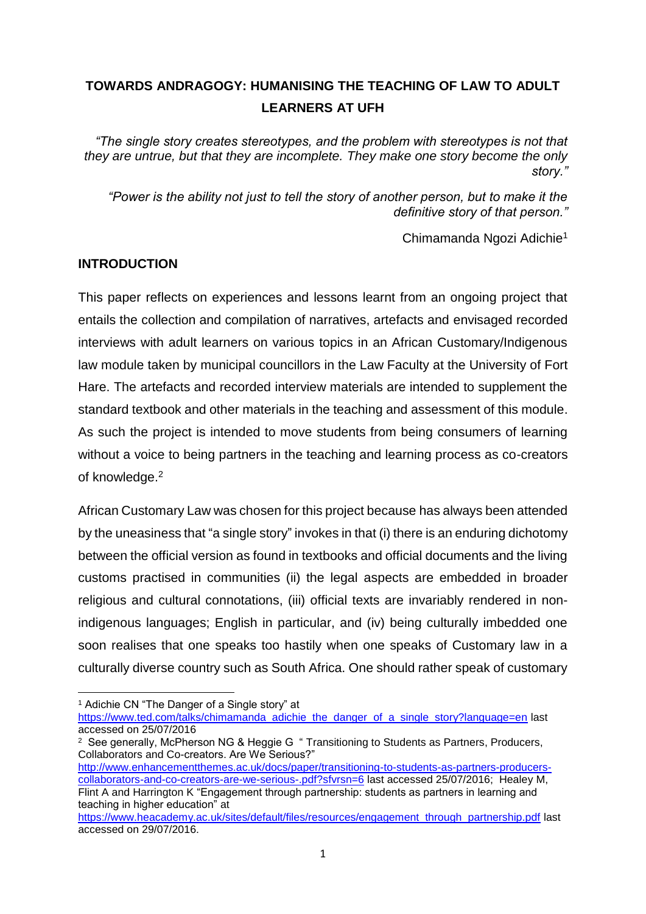# TOWARDS ANDRAGOGY: HUMANISING THE TEACHING OF LAW TO ADULT LEARNERS AT UFH

> *"The single story creates stereotypes, and the problem with stereotypes is not that they are untrue, but that they are incomplete. They make one story become the only story."*
>
> *"Power is the ability not just to tell the story of another person, but to make it the definitive story of that person."*
>
> Chimamanda Ngozi Adichie[1]

## INTRODUCTION

This paper reflects on experiences and lessons learnt from an ongoing project that entails the collection and compilation of narratives, artefacts and envisaged recorded interviews with adult learners on various topics in an African Customary/Indigenous law module taken by municipal councillors in the Law Faculty at the University of Fort Hare. The artefacts and recorded interview materials are intended to supplement the standard textbook and other materials in the teaching and assessment of this module. As such the project is intended to move students from being consumers of learning without a voice to being partners in the teaching and learning process as co-creators of knowledge.[2]

African Customary Law was chosen for this project because has always been attended by the uneasiness that "a single story" invokes in that (i) there is an enduring dichotomy between the official version as found in textbooks and official documents and the living customs practised in communities (ii) the legal aspects are embedded in broader religious and cultural connotations, (iii) official texts are invariably rendered in non-indigenous languages; English in particular, and (iv) being culturally imbedded one soon realises that one speaks too hastily when one speaks of Customary law in a culturally diverse country such as South Africa. One should rather speak of customary

---

[1] Adichie CN "The Danger of a Single story" at https://www.ted.com/talks/chimamanda_adichie_the_danger_of_a_single_story?language=en last accessed on 25/07/2016

[2] See generally, McPherson NG & Heggie G " Transitioning to Students as Partners, Producers, Collaborators and Co-creators. Are We Serious?" http://www.enhancementthemes.ac.uk/docs/paper/transitioning-to-students-as-partners-producers-collaborators-and-co-creators-are-we-serious-.pdf?sfvrsn=6 last accessed 25/07/2016; Healey M, Flint A and Harrington K "Engagement through partnership: students as partners in learning and teaching in higher education" at https://www.heacademy.ac.uk/sites/default/files/resources/engagement_through_partnership.pdf last accessed on 29/07/2016.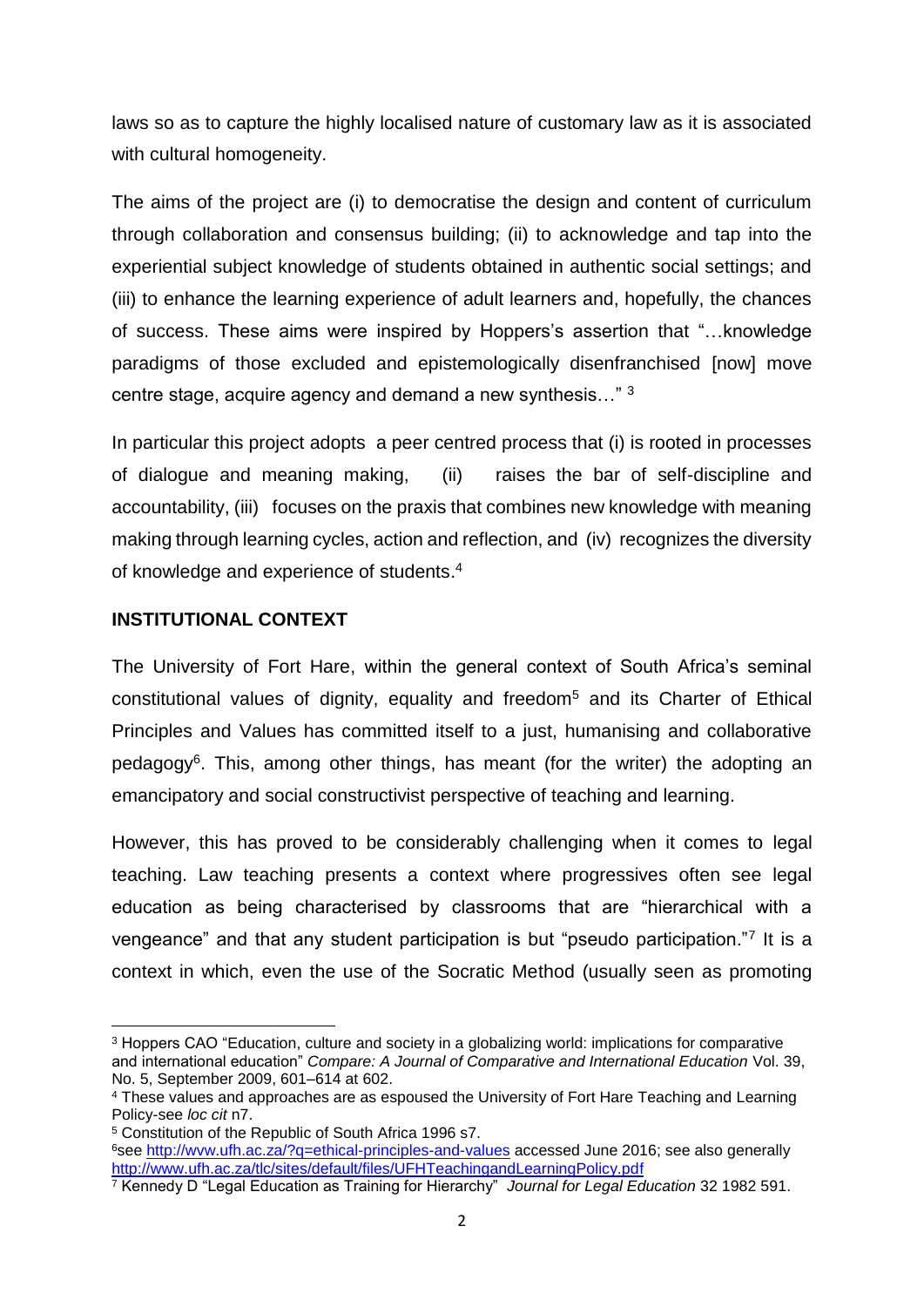laws so as to capture the highly localised nature of customary law as it is associated with cultural homogeneity.

The aims of the project are (i) to democratise the design and content of curriculum through collaboration and consensus building; (ii) to acknowledge and tap into the experiential subject knowledge of students obtained in authentic social settings; and (iii) to enhance the learning experience of adult learners and, hopefully, the chances of success. These aims were inspired by Hoppers's assertion that "…knowledge paradigms of those excluded and epistemologically disenfranchised [now] move centre stage, acquire agency and demand a new synthesis…" [3]

In particular this project adopts a peer centred process that (i) is rooted in processes of dialogue and meaning making, (ii) raises the bar of self-discipline and accountability, (iii) focuses on the praxis that combines new knowledge with meaning making through learning cycles, action and reflection, and (iv) recognizes the diversity of knowledge and experience of students.[4]

**INSTITUTIONAL CONTEXT**

The University of Fort Hare, within the general context of South Africa's seminal constitutional values of dignity, equality and freedom[5] and its Charter of Ethical Principles and Values has committed itself to a just, humanising and collaborative pedagogy[6]. This, among other things, has meant (for the writer) the adopting an emancipatory and social constructivist perspective of teaching and learning.

However, this has proved to be considerably challenging when it comes to legal teaching. Law teaching presents a context where progressives often see legal education as being characterised by classrooms that are "hierarchical with a vengeance" and that any student participation is but "pseudo participation."[7] It is a context in which, even the use of the Socratic Method (usually seen as promoting

---

[3] Hoppers CAO "Education, culture and society in a globalizing world: implications for comparative and international education" *Compare: A Journal of Comparative and International Education* Vol. 39, No. 5, September 2009, 601–614 at 602.

[4] These values and approaches are as espoused the University of Fort Hare Teaching and Learning Policy-see *loc cit* n7.

[5] Constitution of the Republic of South Africa 1996 s7.

[6]see http://wvw.ufh.ac.za/?q=ethical-principles-and-values accessed June 2016; see also generally http://www.ufh.ac.za/tlc/sites/default/files/UFHTeachingandLearningPolicy.pdf

[7] Kennedy D "Legal Education as Training for Hierarchy" *Journal for Legal Education* 32 1982 591.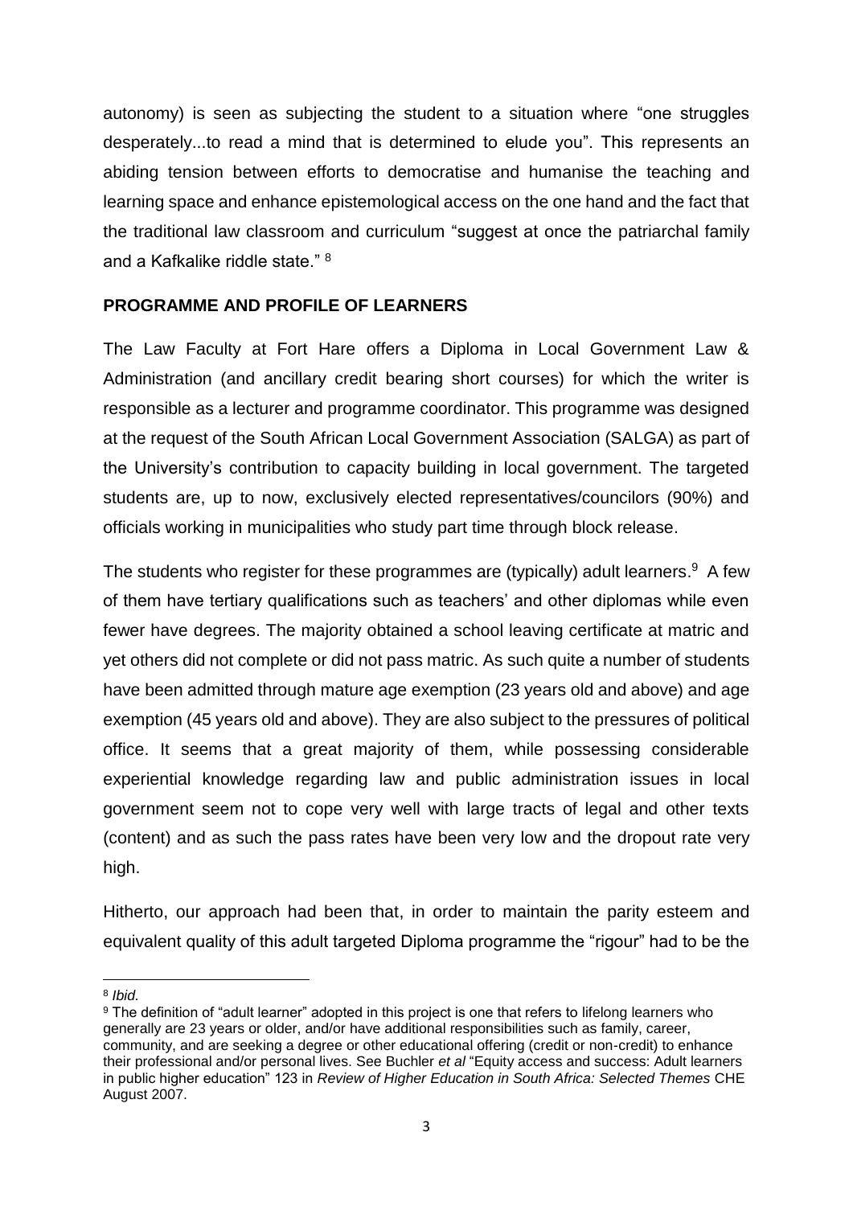autonomy) is seen as subjecting the student to a situation where "one struggles desperately...to read a mind that is determined to elude you". This represents an abiding tension between efforts to democratise and humanise the teaching and learning space and enhance epistemological access on the one hand and the fact that the traditional law classroom and curriculum "suggest at once the patriarchal family and a Kafkalike riddle state." [8]

## PROGRAMME AND PROFILE OF LEARNERS

The Law Faculty at Fort Hare offers a Diploma in Local Government Law & Administration (and ancillary credit bearing short courses) for which the writer is responsible as a lecturer and programme coordinator. This programme was designed at the request of the South African Local Government Association (SALGA) as part of the University's contribution to capacity building in local government. The targeted students are, up to now, exclusively elected representatives/councilors (90%) and officials working in municipalities who study part time through block release.

The students who register for these programmes are (typically) adult learners.[9] A few of them have tertiary qualifications such as teachers' and other diplomas while even fewer have degrees. The majority obtained a school leaving certificate at matric and yet others did not complete or did not pass matric. As such quite a number of students have been admitted through mature age exemption (23 years old and above) and age exemption (45 years old and above). They are also subject to the pressures of political office. It seems that a great majority of them, while possessing considerable experiential knowledge regarding law and public administration issues in local government seem not to cope very well with large tracts of legal and other texts (content) and as such the pass rates have been very low and the dropout rate very high.

Hitherto, our approach had been that, in order to maintain the parity esteem and equivalent quality of this adult targeted Diploma programme the "rigour" had to be the

---

[8] *Ibid.*

[9] The definition of "adult learner" adopted in this project is one that refers to lifelong learners who generally are 23 years or older, and/or have additional responsibilities such as family, career, community, and are seeking a degree or other educational offering (credit or non-credit) to enhance their professional and/or personal lives. See Buchler *et al* "Equity access and success: Adult learners in public higher education" 123 in *Review of Higher Education in South Africa: Selected Themes* CHE August 2007.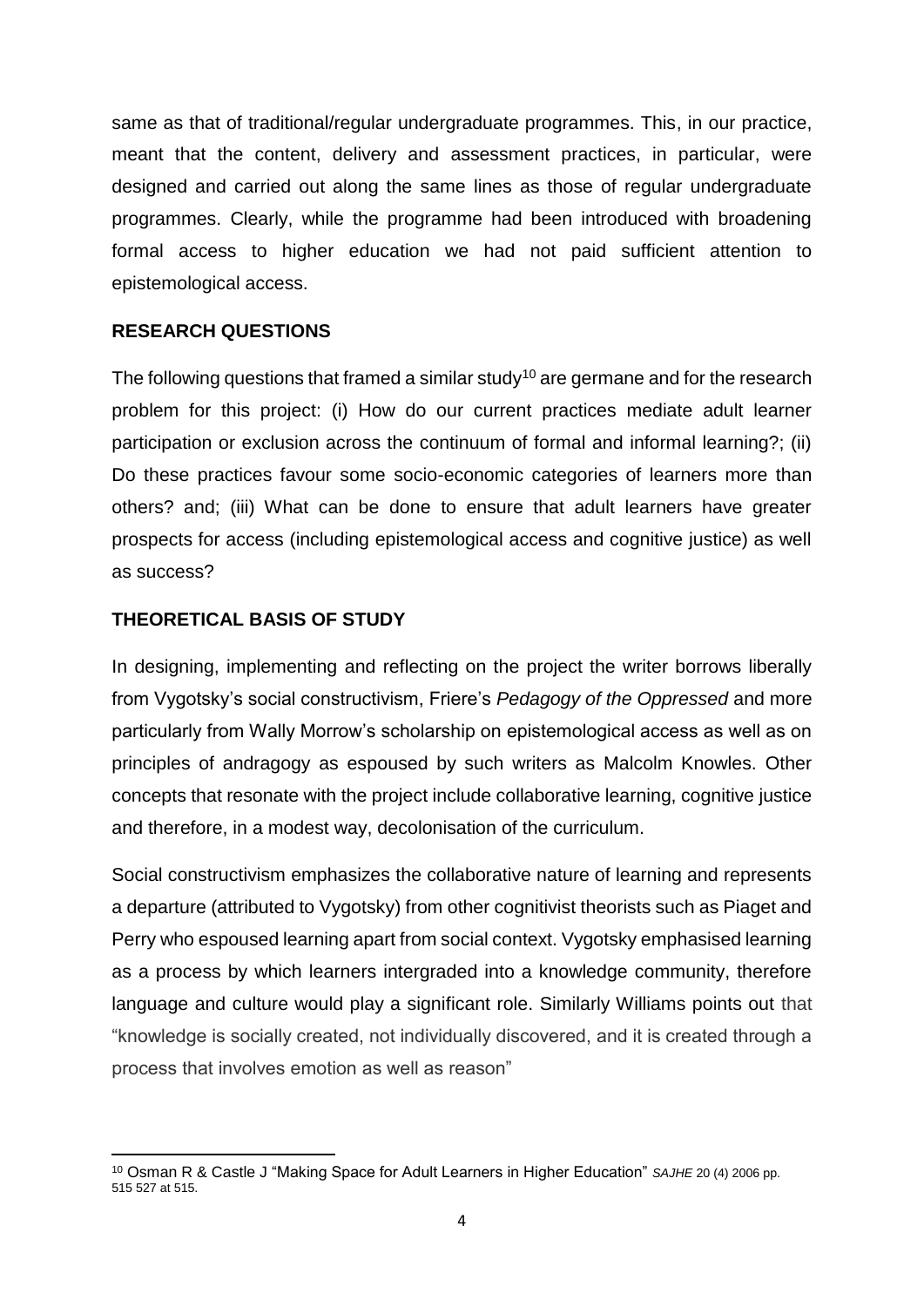same as that of traditional/regular undergraduate programmes. This, in our practice, meant that the content, delivery and assessment practices, in particular, were designed and carried out along the same lines as those of regular undergraduate programmes. Clearly, while the programme had been introduced with broadening formal access to higher education we had not paid sufficient attention to epistemological access.

## RESEARCH QUESTIONS

The following questions that framed a similar study[10] are germane and for the research problem for this project: (i) How do our current practices mediate adult learner participation or exclusion across the continuum of formal and informal learning?; (ii) Do these practices favour some socio-economic categories of learners more than others? and; (iii) What can be done to ensure that adult learners have greater prospects for access (including epistemological access and cognitive justice) as well as success?

## THEORETICAL BASIS OF STUDY

In designing, implementing and reflecting on the project the writer borrows liberally from Vygotsky's social constructivism, Friere's *Pedagogy of the Oppressed* and more particularly from Wally Morrow's scholarship on epistemological access as well as on principles of andragogy as espoused by such writers as Malcolm Knowles. Other concepts that resonate with the project include collaborative learning, cognitive justice and therefore, in a modest way, decolonisation of the curriculum.

Social constructivism emphasizes the collaborative nature of learning and represents a departure (attributed to Vygotsky) from other cognitivist theorists such as Piaget and Perry who espoused learning apart from social context. Vygotsky emphasised learning as a process by which learners intergraded into a knowledge community, therefore language and culture would play a significant role. Similarly Williams points out that "knowledge is socially created, not individually discovered, and it is created through a process that involves emotion as well as reason"

---

[10] Osman R & Castle J "Making Space for Adult Learners in Higher Education" *SAJHE* 20 (4) 2006 pp. 515 527 at 515.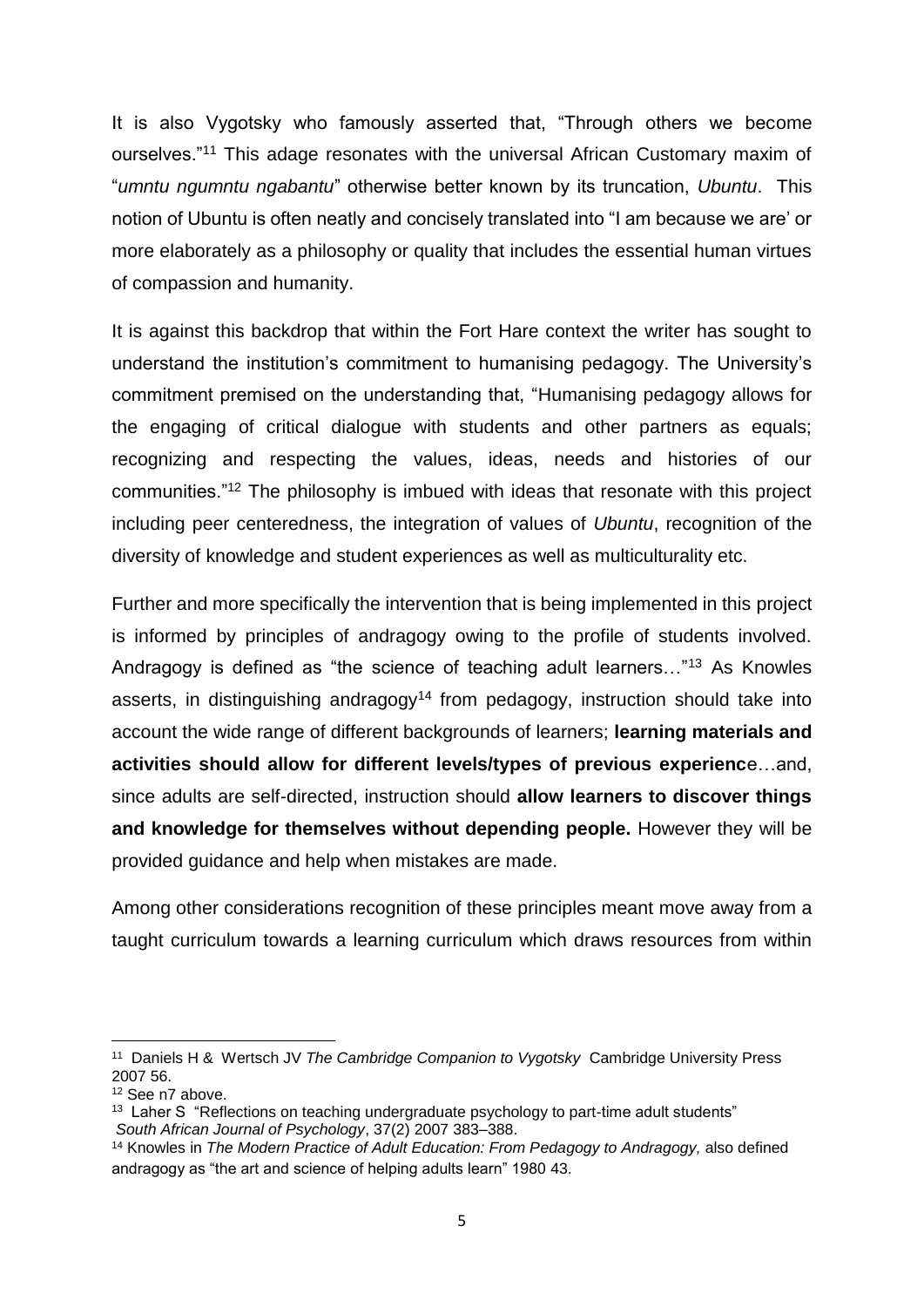It is also Vygotsky who famously asserted that, "Through others we become ourselves."[11] This adage resonates with the universal African Customary maxim of "*umntu ngumntu ngabantu*" otherwise better known by its truncation, *Ubuntu*. This notion of Ubuntu is often neatly and concisely translated into "I am because we are' or more elaborately as a philosophy or quality that includes the essential human virtues of compassion and humanity.

It is against this backdrop that within the Fort Hare context the writer has sought to understand the institution's commitment to humanising pedagogy. The University's commitment premised on the understanding that, "Humanising pedagogy allows for the engaging of critical dialogue with students and other partners as equals; recognizing and respecting the values, ideas, needs and histories of our communities."[12] The philosophy is imbued with ideas that resonate with this project including peer centeredness, the integration of values of *Ubuntu*, recognition of the diversity of knowledge and student experiences as well as multiculturality etc.

Further and more specifically the intervention that is being implemented in this project is informed by principles of andragogy owing to the profile of students involved. Andragogy is defined as "the science of teaching adult learners…"[13] As Knowles asserts, in distinguishing andragogy[14] from pedagogy, instruction should take into account the wide range of different backgrounds of learners; **learning materials and activities should allow for different levels/types of previous experienc**e…and, since adults are self-directed, instruction should **allow learners to discover things and knowledge for themselves without depending people.** However they will be provided guidance and help when mistakes are made.

Among other considerations recognition of these principles meant move away from a taught curriculum towards a learning curriculum which draws resources from within

---

[11] Daniels H & Wertsch JV *The Cambridge Companion to Vygotsky* Cambridge University Press 2007 56.

[12] See n7 above.

[13] Laher S "Reflections on teaching undergraduate psychology to part-time adult students" *South African Journal of Psychology*, 37(2) 2007 383–388.

[14] Knowles in *The Modern Practice of Adult Education: From Pedagogy to Andragogy,* also defined andragogy as "the art and science of helping adults learn" 1980 43.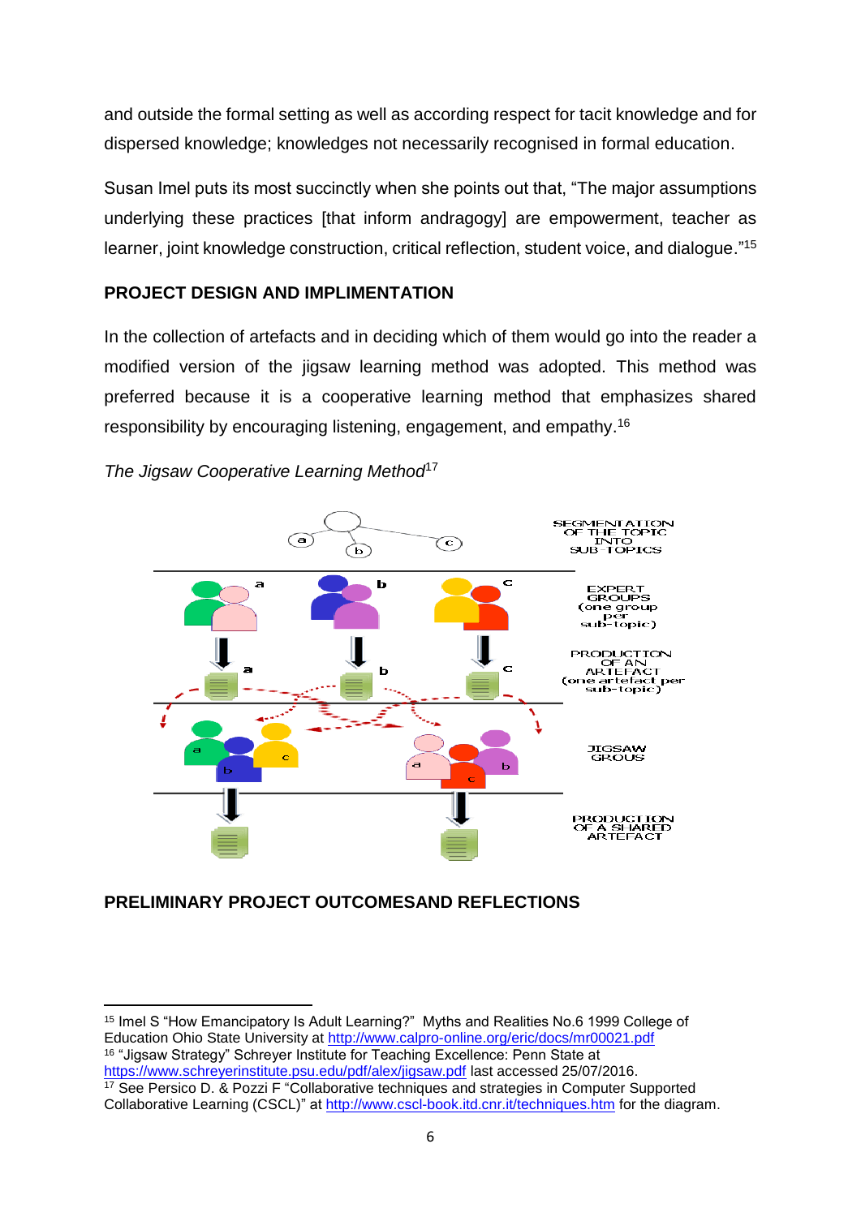and outside the formal setting as well as according respect for tacit knowledge and for dispersed knowledge; knowledges not necessarily recognised in formal education.

Susan Imel puts its most succinctly when she points out that, "The major assumptions underlying these practices [that inform andragogy] are empowerment, teacher as learner, joint knowledge construction, critical reflection, student voice, and dialogue."[15]

## PROJECT DESIGN AND IMPLIMENTATION

In the collection of artefacts and in deciding which of them would go into the reader a modified version of the jigsaw learning method was adopted. This method was preferred because it is a cooperative learning method that emphasizes shared responsibility by encouraging listening, engagement, and empathy.[16]

*The Jigsaw Cooperative Learning Method*[17]

SEGMENTATION OF THE TOPIC INTO SUB-TOPICS

EXPERT GROUPS (one group per sub-topic)

PRODUCTION OF AN ARTEFACT (one artefact per sub-topic)

JIGSAW GROUS

PRODUCTION OF A SHARED ARTEFACT

## PRELIMINARY PROJECT OUTCOMESAND REFLECTIONS

---

[15] Imel S "How Emancipatory Is Adult Learning?" Myths and Realities No.6 1999 College of Education Ohio State University at http://www.calpro-online.org/eric/docs/mr00021.pdf

[16] "Jigsaw Strategy" Schreyer Institute for Teaching Excellence: Penn State at https://www.schreyerinstitute.psu.edu/pdf/alex/jigsaw.pdf last accessed 25/07/2016.

[17] See Persico D. & Pozzi F "Collaborative techniques and strategies in Computer Supported Collaborative Learning (CSCL)" at http://www.cscl-book.itd.cnr.it/techniques.htm for the diagram.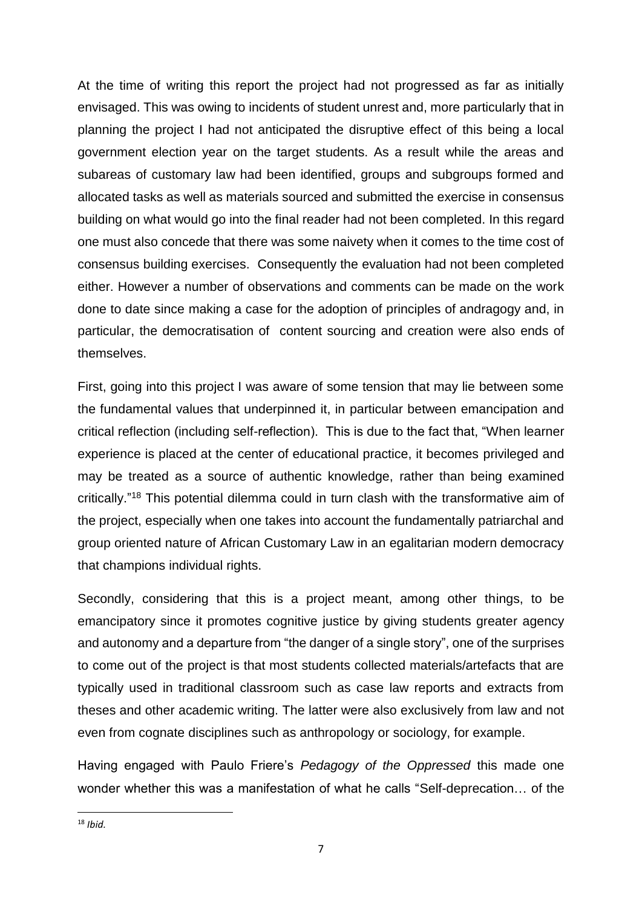At the time of writing this report the project had not progressed as far as initially envisaged. This was owing to incidents of student unrest and, more particularly that in planning the project I had not anticipated the disruptive effect of this being a local government election year on the target students. As a result while the areas and subareas of customary law had been identified, groups and subgroups formed and allocated tasks as well as materials sourced and submitted the exercise in consensus building on what would go into the final reader had not been completed. In this regard one must also concede that there was some naivety when it comes to the time cost of consensus building exercises. Consequently the evaluation had not been completed either. However a number of observations and comments can be made on the work done to date since making a case for the adoption of principles of andragogy and, in particular, the democratisation of content sourcing and creation were also ends of themselves.

First, going into this project I was aware of some tension that may lie between some the fundamental values that underpinned it, in particular between emancipation and critical reflection (including self-reflection). This is due to the fact that, "When learner experience is placed at the center of educational practice, it becomes privileged and may be treated as a source of authentic knowledge, rather than being examined critically."[18] This potential dilemma could in turn clash with the transformative aim of the project, especially when one takes into account the fundamentally patriarchal and group oriented nature of African Customary Law in an egalitarian modern democracy that champions individual rights.

Secondly, considering that this is a project meant, among other things, to be emancipatory since it promotes cognitive justice by giving students greater agency and autonomy and a departure from "the danger of a single story", one of the surprises to come out of the project is that most students collected materials/artefacts that are typically used in traditional classroom such as case law reports and extracts from theses and other academic writing. The latter were also exclusively from law and not even from cognate disciplines such as anthropology or sociology, for example.

Having engaged with Paulo Friere's *Pedagogy of the Oppressed* this made one wonder whether this was a manifestation of what he calls "Self-deprecation… of the

[18] *Ibid.*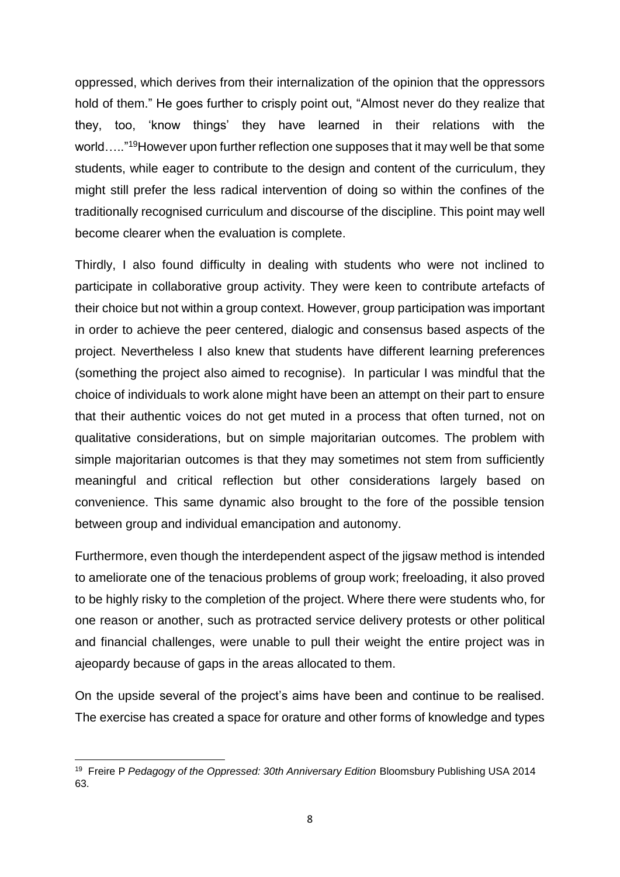oppressed, which derives from their internalization of the opinion that the oppressors hold of them." He goes further to crisply point out, "Almost never do they realize that they, too, 'know things' they have learned in their relations with the world….."[19]However upon further reflection one supposes that it may well be that some students, while eager to contribute to the design and content of the curriculum, they might still prefer the less radical intervention of doing so within the confines of the traditionally recognised curriculum and discourse of the discipline. This point may well become clearer when the evaluation is complete.

Thirdly, I also found difficulty in dealing with students who were not inclined to participate in collaborative group activity. They were keen to contribute artefacts of their choice but not within a group context. However, group participation was important in order to achieve the peer centered, dialogic and consensus based aspects of the project. Nevertheless I also knew that students have different learning preferences (something the project also aimed to recognise). In particular I was mindful that the choice of individuals to work alone might have been an attempt on their part to ensure that their authentic voices do not get muted in a process that often turned, not on qualitative considerations, but on simple majoritarian outcomes. The problem with simple majoritarian outcomes is that they may sometimes not stem from sufficiently meaningful and critical reflection but other considerations largely based on convenience. This same dynamic also brought to the fore of the possible tension between group and individual emancipation and autonomy.

Furthermore, even though the interdependent aspect of the jigsaw method is intended to ameliorate one of the tenacious problems of group work; freeloading, it also proved to be highly risky to the completion of the project. Where there were students who, for one reason or another, such as protracted service delivery protests or other political and financial challenges, were unable to pull their weight the entire project was in ajeopardy because of gaps in the areas allocated to them.

On the upside several of the project's aims have been and continue to be realised. The exercise has created a space for orature and other forms of knowledge and types

---

[19] Freire P *Pedagogy of the Oppressed: 30th Anniversary Edition* Bloomsbury Publishing USA 2014 63.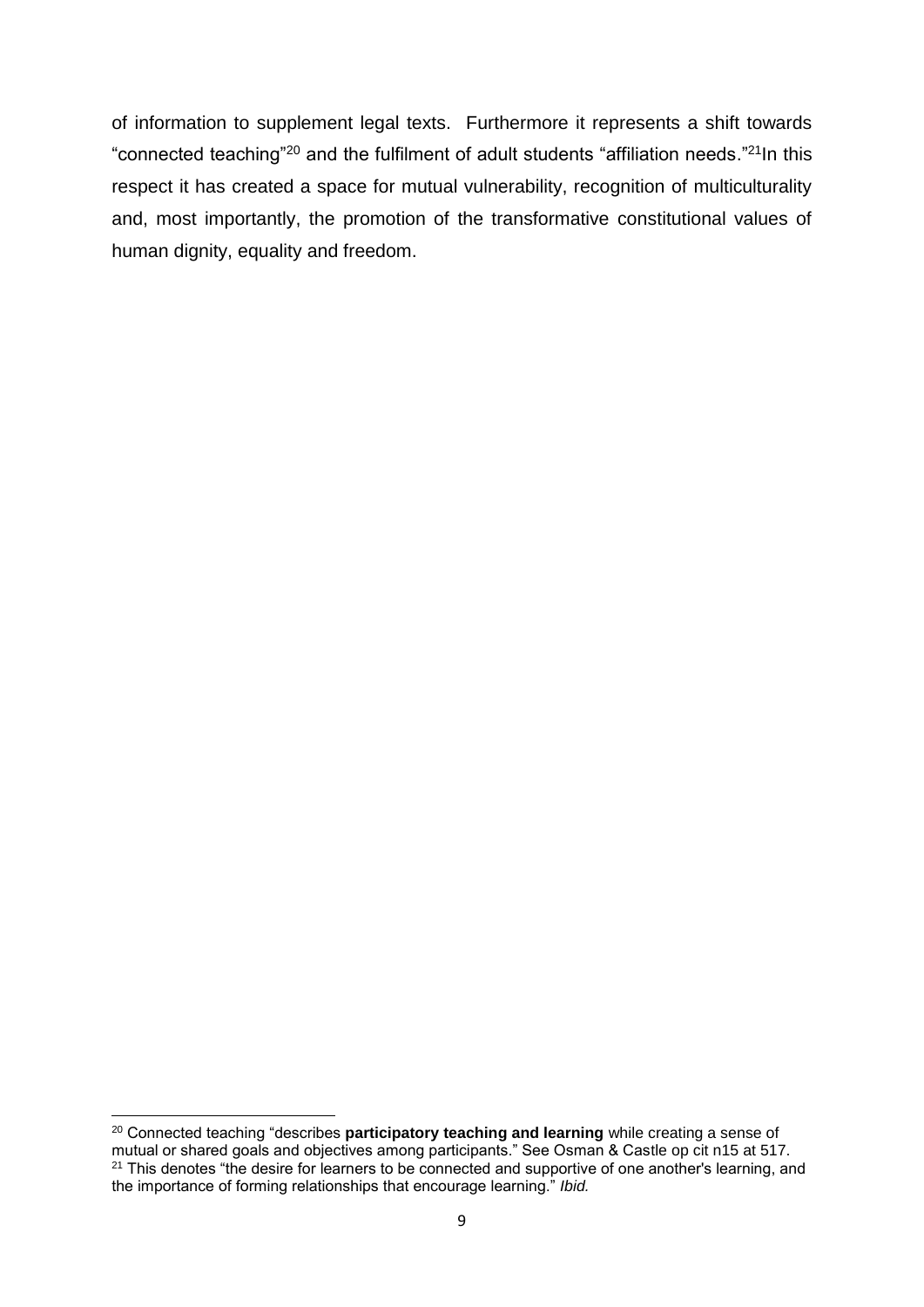of information to supplement legal texts. Furthermore it represents a shift towards "connected teaching"[20] and the fulfilment of adult students "affiliation needs."[21]In this respect it has created a space for mutual vulnerability, recognition of multiculturality and, most importantly, the promotion of the transformative constitutional values of human dignity, equality and freedom.

---

[20] Connected teaching "describes **participatory teaching and learning** while creating a sense of mutual or shared goals and objectives among participants." See Osman & Castle op cit n15 at 517.

[21] This denotes "the desire for learners to be connected and supportive of one another's learning, and the importance of forming relationships that encourage learning." *Ibid.*